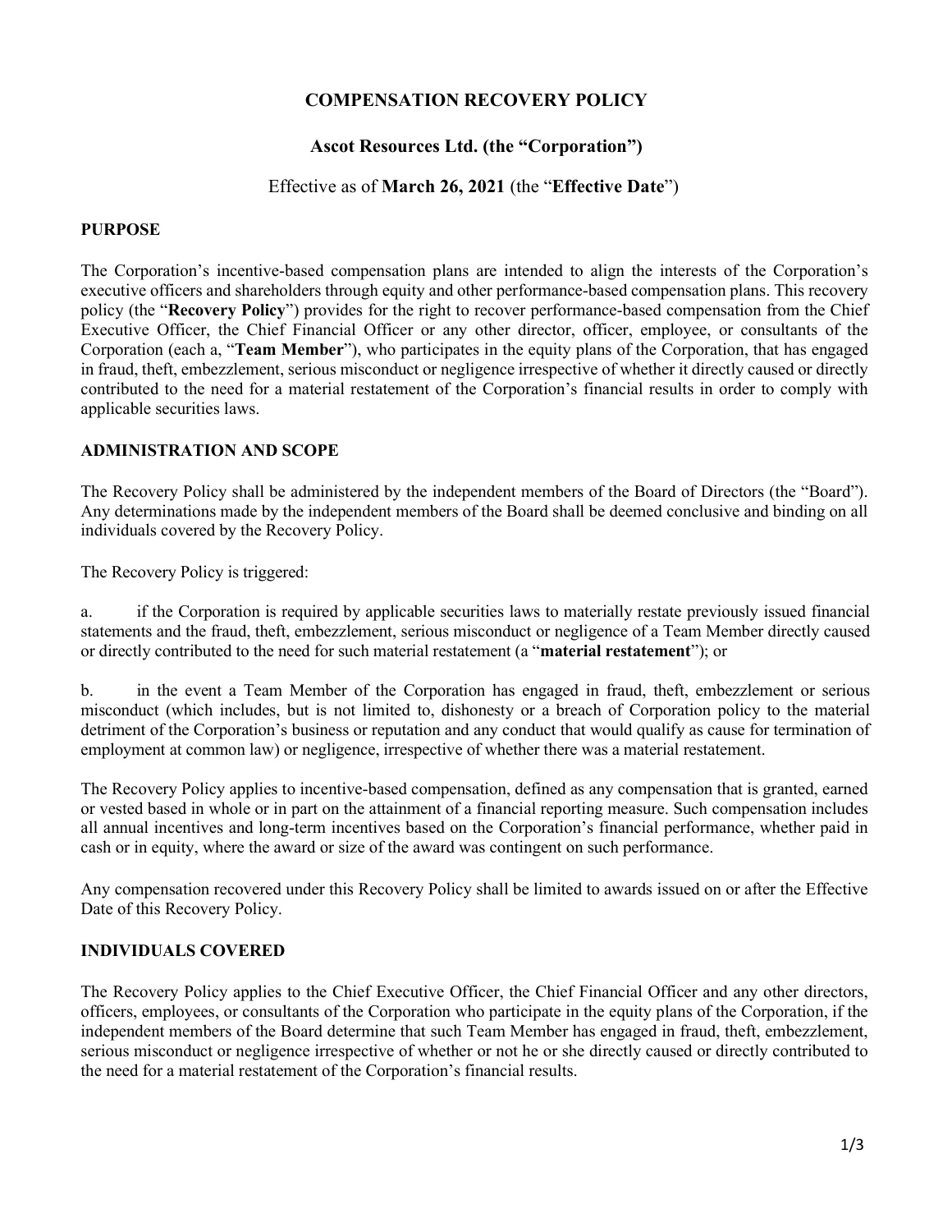# COMPENSATION RECOVERY POLICY

## Ascot Resources Ltd. (the "Corporation")

Effective as of **March 26, 2021** (the "**Effective Date**")

### PURPOSE

The Corporation's incentive-based compensation plans are intended to align the interests of the Corporation's executive officers and shareholders through equity and other performance-based compensation plans. This recovery policy (the "**Recovery Policy**") provides for the right to recover performance-based compensation from the Chief Executive Officer, the Chief Financial Officer or any other director, officer, employee, or consultants of the Corporation (each a, "**Team Member**"), who participates in the equity plans of the Corporation, that has engaged in fraud, theft, embezzlement, serious misconduct or negligence irrespective of whether it directly caused or directly contributed to the need for a material restatement of the Corporation's financial results in order to comply with applicable securities laws.

### ADMINISTRATION AND SCOPE

The Recovery Policy shall be administered by the independent members of the Board of Directors (the "Board"). Any determinations made by the independent members of the Board shall be deemed conclusive and binding on all individuals covered by the Recovery Policy.

The Recovery Policy is triggered:

a. if the Corporation is required by applicable securities laws to materially restate previously issued financial statements and the fraud, theft, embezzlement, serious misconduct or negligence of a Team Member directly caused or directly contributed to the need for such material restatement (a "**material restatement**"); or

b. in the event a Team Member of the Corporation has engaged in fraud, theft, embezzlement or serious misconduct (which includes, but is not limited to, dishonesty or a breach of Corporation policy to the material detriment of the Corporation's business or reputation and any conduct that would qualify as cause for termination of employment at common law) or negligence, irrespective of whether there was a material restatement.

The Recovery Policy applies to incentive-based compensation, defined as any compensation that is granted, earned or vested based in whole or in part on the attainment of a financial reporting measure. Such compensation includes all annual incentives and long-term incentives based on the Corporation's financial performance, whether paid in cash or in equity, where the award or size of the award was contingent on such performance.

Any compensation recovered under this Recovery Policy shall be limited to awards issued on or after the Effective Date of this Recovery Policy.

### INDIVIDUALS COVERED

The Recovery Policy applies to the Chief Executive Officer, the Chief Financial Officer and any other directors, officers, employees, or consultants of the Corporation who participate in the equity plans of the Corporation, if the independent members of the Board determine that such Team Member has engaged in fraud, theft, embezzlement, serious misconduct or negligence irrespective of whether or not he or she directly caused or directly contributed to the need for a material restatement of the Corporation's financial results.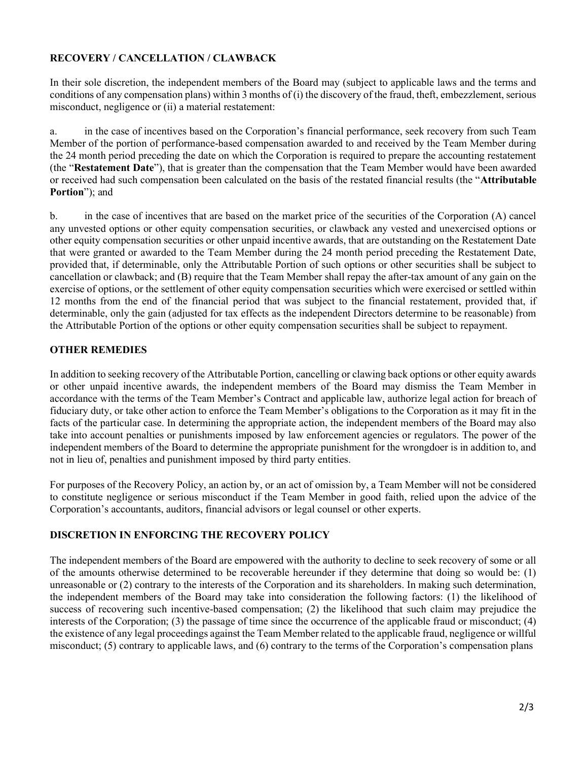## RECOVERY / CANCELLATION / CLAWBACK

In their sole discretion, the independent members of the Board may (subject to applicable laws and the terms and conditions of any compensation plans) within 3 months of (i) the discovery of the fraud, theft, embezzlement, serious misconduct, negligence or (ii) a material restatement:

a. in the case of incentives based on the Corporation's financial performance, seek recovery from such Team Member of the portion of performance-based compensation awarded to and received by the Team Member during the 24 month period preceding the date on which the Corporation is required to prepare the accounting restatement (the "**Restatement Date**"), that is greater than the compensation that the Team Member would have been awarded or received had such compensation been calculated on the basis of the restated financial results (the "**Attributable Portion**"); and

b. in the case of incentives that are based on the market price of the securities of the Corporation (A) cancel any unvested options or other equity compensation securities, or clawback any vested and unexercised options or other equity compensation securities or other unpaid incentive awards, that are outstanding on the Restatement Date that were granted or awarded to the Team Member during the 24 month period preceding the Restatement Date, provided that, if determinable, only the Attributable Portion of such options or other securities shall be subject to cancellation or clawback; and (B) require that the Team Member shall repay the after-tax amount of any gain on the exercise of options, or the settlement of other equity compensation securities which were exercised or settled within 12 months from the end of the financial period that was subject to the financial restatement, provided that, if determinable, only the gain (adjusted for tax effects as the independent Directors determine to be reasonable) from the Attributable Portion of the options or other equity compensation securities shall be subject to repayment.

## OTHER REMEDIES

In addition to seeking recovery of the Attributable Portion, cancelling or clawing back options or other equity awards or other unpaid incentive awards, the independent members of the Board may dismiss the Team Member in accordance with the terms of the Team Member's Contract and applicable law, authorize legal action for breach of fiduciary duty, or take other action to enforce the Team Member's obligations to the Corporation as it may fit in the facts of the particular case. In determining the appropriate action, the independent members of the Board may also take into account penalties or punishments imposed by law enforcement agencies or regulators. The power of the independent members of the Board to determine the appropriate punishment for the wrongdoer is in addition to, and not in lieu of, penalties and punishment imposed by third party entities.

For purposes of the Recovery Policy, an action by, or an act of omission by, a Team Member will not be considered to constitute negligence or serious misconduct if the Team Member in good faith, relied upon the advice of the Corporation's accountants, auditors, financial advisors or legal counsel or other experts.

## DISCRETION IN ENFORCING THE RECOVERY POLICY

The independent members of the Board are empowered with the authority to decline to seek recovery of some or all of the amounts otherwise determined to be recoverable hereunder if they determine that doing so would be: (1) unreasonable or (2) contrary to the interests of the Corporation and its shareholders. In making such determination, the independent members of the Board may take into consideration the following factors: (1) the likelihood of success of recovering such incentive-based compensation; (2) the likelihood that such claim may prejudice the interests of the Corporation; (3) the passage of time since the occurrence of the applicable fraud or misconduct; (4) the existence of any legal proceedings against the Team Member related to the applicable fraud, negligence or willful misconduct; (5) contrary to applicable laws, and (6) contrary to the terms of the Corporation's compensation plans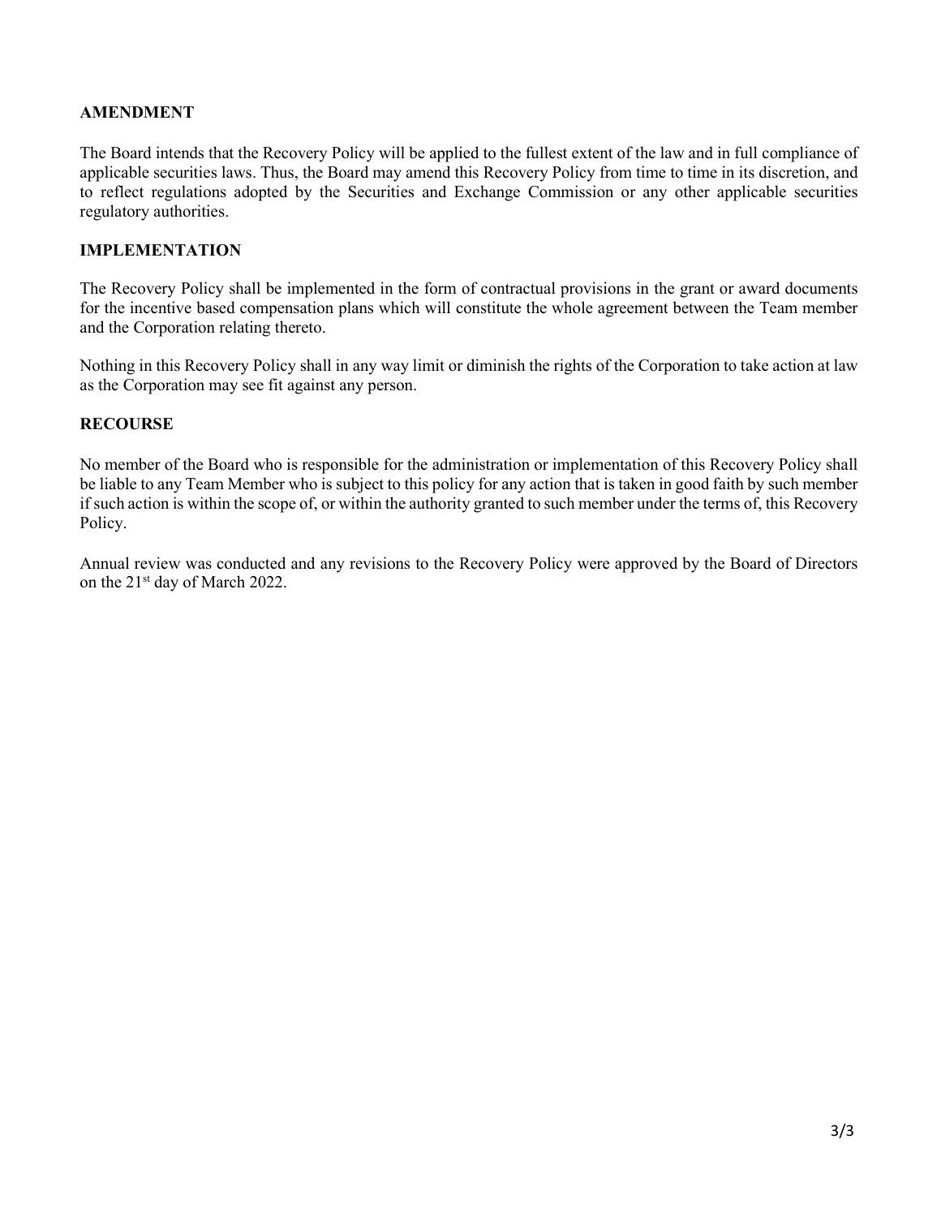## AMENDMENT

The Board intends that the Recovery Policy will be applied to the fullest extent of the law and in full compliance of applicable securities laws. Thus, the Board may amend this Recovery Policy from time to time in its discretion, and to reflect regulations adopted by the Securities and Exchange Commission or any other applicable securities regulatory authorities.

## IMPLEMENTATION

The Recovery Policy shall be implemented in the form of contractual provisions in the grant or award documents for the incentive based compensation plans which will constitute the whole agreement between the Team member and the Corporation relating thereto.

Nothing in this Recovery Policy shall in any way limit or diminish the rights of the Corporation to take action at law as the Corporation may see fit against any person.

## RECOURSE

No member of the Board who is responsible for the administration or implementation of this Recovery Policy shall be liable to any Team Member who is subject to this policy for any action that is taken in good faith by such member if such action is within the scope of, or within the authority granted to such member under the terms of, this Recovery Policy.

Annual review was conducted and any revisions to the Recovery Policy were approved by the Board of Directors on the 21st day of March 2022.